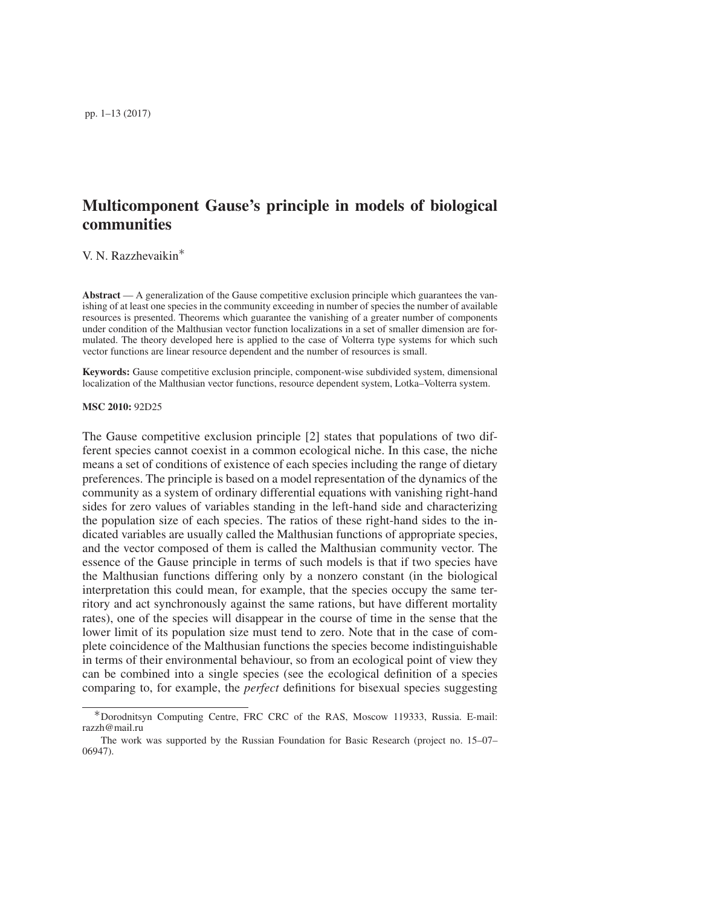# Multicomponent Gause's principle in models of biological communities

V. N. Razzhevaikin*

**Abstract** — A generalization of the Gause competitive exclusion principle which guarantees the vanishing of at least one species in the community exceeding in number of species the number of available resources is presented. Theorems which guarantee the vanishing of a greater number of components under condition of the Malthusian vector function localizations in a set of smaller dimension are formulated. The theory developed here is applied to the case of Volterra type systems for which such vector functions are linear resource dependent and the number of resources is small.

**Keywords:** Gause competitive exclusion principle, component-wise subdivided system, dimensional localization of the Malthusian vector functions, resource dependent system, Lotka–Volterra system.

**MSC 2010:** 92D25

The Gause competitive exclusion principle [2] states that populations of two different species cannot coexist in a common ecological niche. In this case, the niche means a set of conditions of existence of each species including the range of dietary preferences. The principle is based on a model representation of the dynamics of the community as a system of ordinary differential equations with vanishing right-hand sides for zero values of variables standing in the left-hand side and characterizing the population size of each species. The ratios of these right-hand sides to the indicated variables are usually called the Malthusian functions of appropriate species, and the vector composed of them is called the Malthusian community vector. The essence of the Gause principle in terms of such models is that if two species have the Malthusian functions differing only by a nonzero constant (in the biological interpretation this could mean, for example, that the species occupy the same territory and act synchronously against the same rations, but have different mortality rates), one of the species will disappear in the course of time in the sense that the lower limit of its population size must tend to zero. Note that in the case of complete coincidence of the Malthusian functions the species become indistinguishable in terms of their environmental behaviour, so from an ecological point of view they can be combined into a single species (see the ecological definition of a species comparing to, for example, the *perfect* definitions for bisexual species suggesting

---

*Dorodnitsyn Computing Centre, FRC CRC of the RAS, Moscow 119333, Russia. E-mail: razzh@mail.ru

The work was supported by the Russian Foundation for Basic Research (project no. 15–07–06947).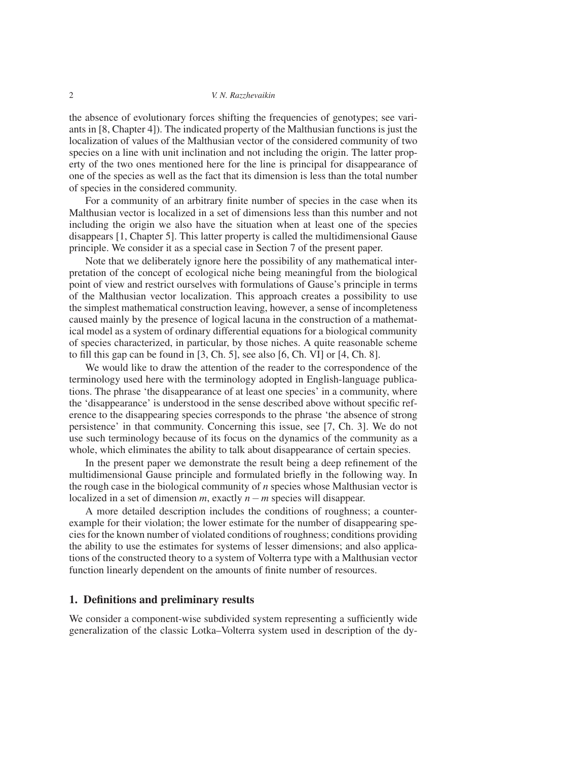the absence of evolutionary forces shifting the frequencies of genotypes; see variants in [8, Chapter 4]). The indicated property of the Malthusian functions is just the localization of values of the Malthusian vector of the considered community of two species on a line with unit inclination and not including the origin. The latter property of the two ones mentioned here for the line is principal for disappearance of one of the species as well as the fact that its dimension is less than the total number of species in the considered community.

For a community of an arbitrary finite number of species in the case when its Malthusian vector is localized in a set of dimensions less than this number and not including the origin we also have the situation when at least one of the species disappears [1, Chapter 5]. This latter property is called the multidimensional Gause principle. We consider it as a special case in Section 7 of the present paper.

Note that we deliberately ignore here the possibility of any mathematical interpretation of the concept of ecological niche being meaningful from the biological point of view and restrict ourselves with formulations of Gause's principle in terms of the Malthusian vector localization. This approach creates a possibility to use the simplest mathematical construction leaving, however, a sense of incompleteness caused mainly by the presence of logical lacuna in the construction of a mathematical model as a system of ordinary differential equations for a biological community of species characterized, in particular, by those niches. A quite reasonable scheme to fill this gap can be found in [3, Ch. 5], see also [6, Ch. VI] or [4, Ch. 8].

We would like to draw the attention of the reader to the correspondence of the terminology used here with the terminology adopted in English-language publications. The phrase 'the disappearance of at least one species' in a community, where the 'disappearance' is understood in the sense described above without specific reference to the disappearing species corresponds to the phrase 'the absence of strong persistence' in that community. Concerning this issue, see [7, Ch. 3]. We do not use such terminology because of its focus on the dynamics of the community as a whole, which eliminates the ability to talk about disappearance of certain species.

In the present paper we demonstrate the result being a deep refinement of the multidimensional Gause principle and formulated briefly in the following way. In the rough case in the biological community of $n$ species whose Malthusian vector is localized in a set of dimension $m$, exactly $n-m$ species will disappear.

A more detailed description includes the conditions of roughness; a counterexample for their violation; the lower estimate for the number of disappearing species for the known number of violated conditions of roughness; conditions providing the ability to use the estimates for systems of lesser dimensions; and also applications of the constructed theory to a system of Volterra type with a Malthusian vector function linearly dependent on the amounts of finite number of resources.

## 1. Definitions and preliminary results

We consider a component-wise subdivided system representing a sufficiently wide generalization of the classic Lotka–Volterra system used in description of the dy-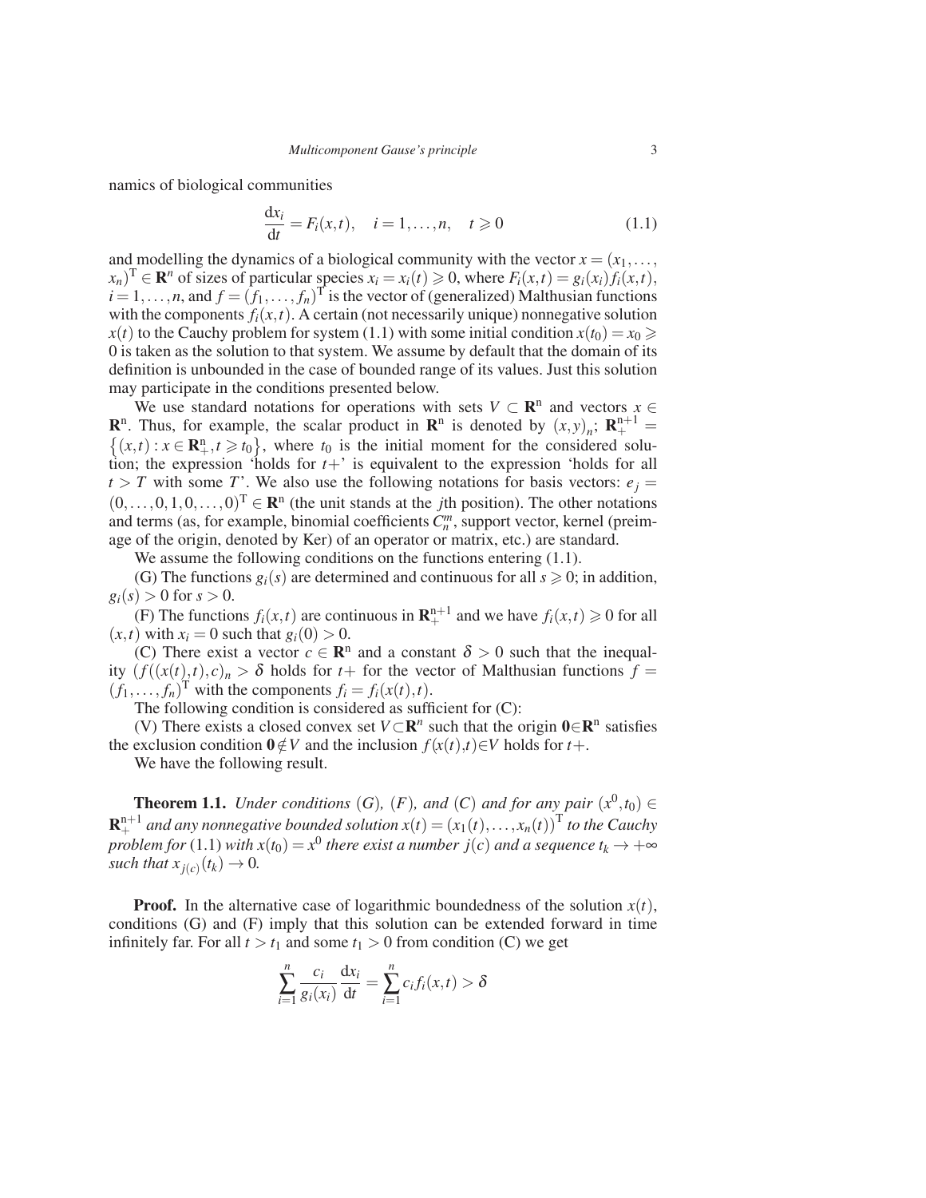namics of biological communities

$$\frac{\mathrm{d}x_i}{\mathrm{d}t} = F_i(x,t), \quad i = 1,\ldots,n, \quad t \geqslant 0 \tag{1.1}$$

and modelling the dynamics of a biological community with the vector $x = (x_1,\ldots, x_n)^{\mathrm{T}} \in \mathbf{R}^n$ of sizes of particular species $x_i = x_i(t) \geqslant 0$, where $F_i(x,t) = g_i(x_i) f_i(x,t)$, $i = 1,\ldots,n$, and $f = (f_1,\ldots,f_n)^{\mathrm{T}}$ is the vector of (generalized) Malthusian functions with the components $f_i(x,t)$. A certain (not necessarily unique) nonnegative solution $x(t)$ to the Cauchy problem for system (1.1) with some initial condition $x(t_0) = x_0 \geqslant 0$ is taken as the solution to that system. We assume by default that the domain of its definition is unbounded in the case of bounded range of its values. Just this solution may participate in the conditions presented below.

We use standard notations for operations with sets $V \subset \mathbf{R}^n$ and vectors $x \in \mathbf{R}^n$. Thus, for example, the scalar product in $\mathbf{R}^n$ is denoted by $(x,y)_n$; $\mathbf{R}_+^{n+1} = \{(x,t) : x \in \mathbf{R}_+^n, t \geqslant t_0\}$, where $t_0$ is the initial moment for the considered solution; the expression 'holds for $t+$' is equivalent to the expression 'holds for all $t > T$ with some $T$'. We also use the following notations for basis vectors: $e_j = (0,\ldots,0,1,0,\ldots,0)^{\mathrm{T}} \in \mathbf{R}^n$ (the unit stands at the $j$th position). The other notations and terms (as, for example, binomial coefficients $C_n^m$, support vector, kernel (preimage of the origin, denoted by Ker) of an operator or matrix, etc.) are standard.

We assume the following conditions on the functions entering (1.1).

(G) The functions $g_i(s)$ are determined and continuous for all $s \geqslant 0$; in addition, $g_i(s) > 0$ for $s > 0$.

(F) The functions $f_i(x,t)$ are continuous in $\mathbf{R}_+^{n+1}$ and we have $f_i(x,t) \geqslant 0$ for all $(x,t)$ with $x_i = 0$ such that $g_i(0) > 0$.

(C) There exist a vector $c \in \mathbf{R}^n$ and a constant $\delta > 0$ such that the inequality $(f((x(t),t),c)_n > \delta$ holds for $t+$ for the vector of Malthusian functions $f = (f_1,\ldots,f_n)^{\mathrm{T}}$ with the components $f_i = f_i(x(t),t)$.

The following condition is considered as sufficient for (C):

(V) There exists a closed convex set $V \subset \mathbf{R}^n$ such that the origin $\mathbf{0} \in \mathbf{R}^n$ satisfies the exclusion condition $\mathbf{0} \notin V$ and the inclusion $f(x(t),t) \in V$ holds for $t+$.

We have the following result.

**Theorem 1.1.** *Under conditions* $(G)$, $(F)$, *and* $(C)$ *and for any pair* $(x^0,t_0) \in \mathbf{R}_+^{n+1}$ *and any nonnegative bounded solution* $x(t) = (x_1(t),\ldots,x_n(t))^{\mathrm{T}}$ *to the Cauchy problem for* (1.1) *with* $x(t_0) = x^0$ *there exist a number* $j(c)$ *and a sequence* $t_k \to +\infty$ *such that* $x_{j(c)}(t_k) \to 0$.

**Proof.** In the alternative case of logarithmic boundedness of the solution $x(t)$, conditions (G) and (F) imply that this solution can be extended forward in time infinitely far. For all $t > t_1$ and some $t_1 > 0$ from condition (C) we get

$$\sum_{i=1}^{n} \frac{c_i}{g_i(x_i)} \frac{\mathrm{d}x_i}{\mathrm{d}t} = \sum_{i=1}^{n} c_i f_i(x,t) > \delta$$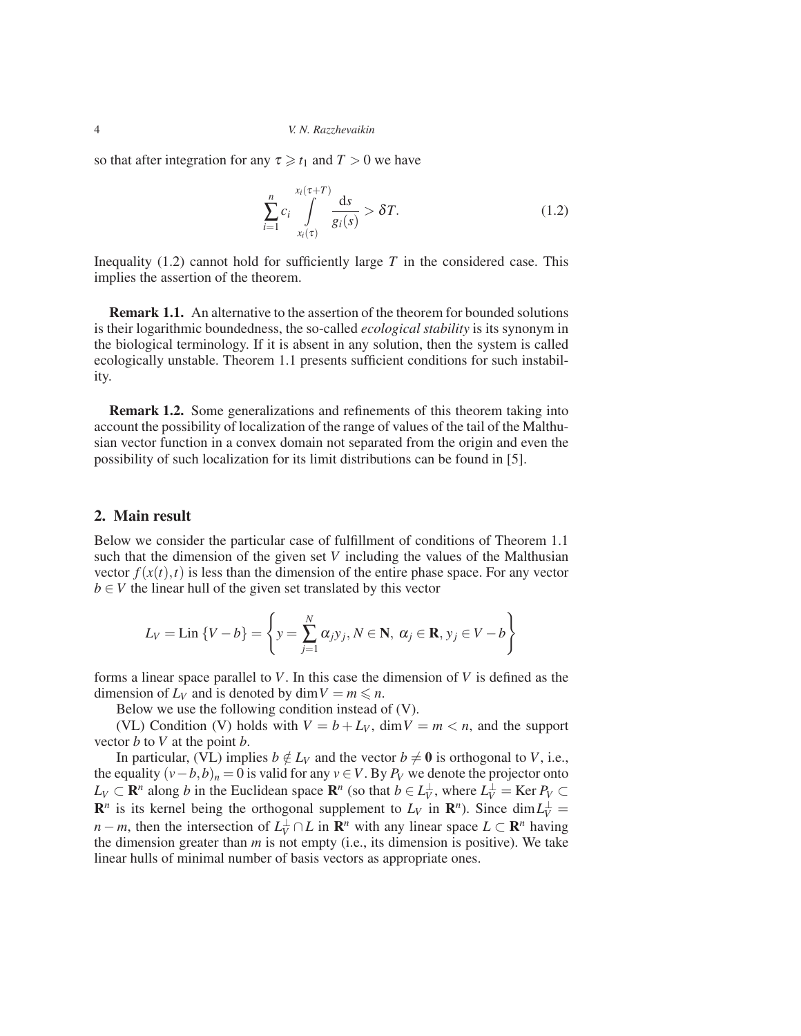so that after integration for any $\tau \geqslant t_1$ and $T > 0$ we have

$$\sum_{i=1}^{n} c_i \int\limits_{x_i(\tau)}^{x_i(\tau+T)} \frac{\mathrm{d}s}{g_i(s)} > \delta T. \tag{1.2}$$

Inequality (1.2) cannot hold for sufficiently large $T$ in the considered case. This implies the assertion of the theorem.

**Remark 1.1.** An alternative to the assertion of the theorem for bounded solutions is their logarithmic boundedness, the so-called *ecological stability* is its synonym in the biological terminology. If it is absent in any solution, then the system is called ecologically unstable. Theorem 1.1 presents sufficient conditions for such instability.

**Remark 1.2.** Some generalizations and refinements of this theorem taking into account the possibility of localization of the range of values of the tail of the Malthusian vector function in a convex domain not separated from the origin and even the possibility of such localization for its limit distributions can be found in [5].

## 2. Main result

Below we consider the particular case of fulfillment of conditions of Theorem 1.1 such that the dimension of the given set $V$ including the values of the Malthusian vector $f(x(t),t)$ is less than the dimension of the entire phase space. For any vector $b \in V$ the linear hull of the given set translated by this vector

$$L_V = \mathrm{Lin}\,\{V - b\} = \left\{ y = \sum_{j=1}^{N} \alpha_j y_j, N \in \mathbf{N},\ \alpha_j \in \mathbf{R}, y_j \in V - b \right\}$$

forms a linear space parallel to $V$. In this case the dimension of $V$ is defined as the dimension of $L_V$ and is denoted by $\dim V = m \leqslant n$.

Below we use the following condition instead of (V).

(VL) Condition (V) holds with $V = b + L_V$, $\dim V = m < n$, and the support vector $b$ to $V$ at the point $b$.

In particular, (VL) implies $b \notin L_V$ and the vector $b \neq \mathbf{0}$ is orthogonal to $V$, i.e., the equality $(v-b,b)_n = 0$ is valid for any $v \in V$. By $P_V$ we denote the projector onto $L_V \subset \mathbf{R}^n$ along $b$ in the Euclidean space $\mathbf{R}^n$ (so that $b \in L_V^{\perp}$, where $L_V^{\perp} = \mathrm{Ker}\, P_V \subset \mathbf{R}^n$ is its kernel being the orthogonal supplement to $L_V$ in $\mathbf{R}^n$). Since $\dim L_V^{\perp} = n-m$, then the intersection of $L_V^{\perp} \cap L$ in $\mathbf{R}^n$ with any linear space $L \subset \mathbf{R}^n$ having the dimension greater than $m$ is not empty (i.e., its dimension is positive). We take linear hulls of minimal number of basis vectors as appropriate ones.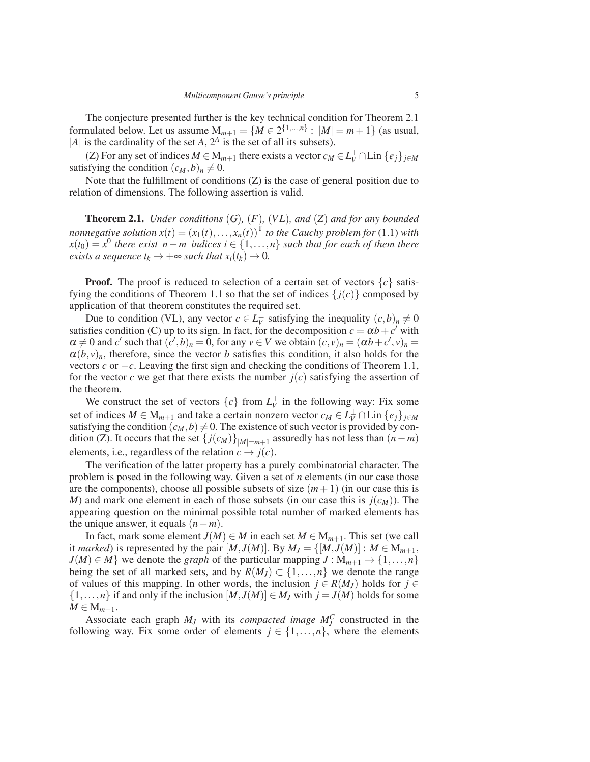The conjecture presented further is the key technical condition for Theorem 2.1 formulated below. Let us assume $\mathrm{M}_{m+1} = \{M \in 2^{\{1,\ldots,n\}} : |M| = m+1\}$ (as usual, $|A|$ is the cardinality of the set $A$, $2^A$ is the set of all its subsets).

(Z) For any set of indices $M \in \mathrm{M}_{m+1}$ there exists a vector $c_M \in L_V^{\perp} \cap \mathrm{Lin}\,\{e_j\}_{j \in M}$ satisfying the condition $(c_M, b)_n \neq 0$.

Note that the fulfillment of conditions (Z) is the case of general position due to relation of dimensions. The following assertion is valid.

**Theorem 2.1.** *Under conditions (G), (F), (VL), and (Z) and for any bounded nonnegative solution $x(t) = (x_1(t), \ldots, x_n(t))^{\mathrm{T}}$ to the Cauchy problem for* (1.1) *with $x(t_0) = x^0$ there exist $n-m$ indices $i \in \{1, \ldots, n\}$ such that for each of them there exists a sequence $t_k \to +\infty$ such that $x_i(t_k) \to 0$.*

**Proof.** The proof is reduced to selection of a certain set of vectors $\{c\}$ satisfying the conditions of Theorem 1.1 so that the set of indices $\{j(c)\}$ composed by application of that theorem constitutes the required set.

Due to condition (VL), any vector $c \in L_V^{\perp}$ satisfying the inequality $(c, b)_n \neq 0$ satisfies condition (C) up to its sign. In fact, for the decomposition $c = \alpha b + c'$ with $\alpha \neq 0$ and $c'$ such that $(c', b)_n = 0$, for any $v \in V$ we obtain $(c, v)_n = (\alpha b + c', v)_n = \alpha(b, v)_n$, therefore, since the vector $b$ satisfies this condition, it also holds for the vectors $c$ or $-c$. Leaving the first sign and checking the conditions of Theorem 1.1, for the vector $c$ we get that there exists the number $j(c)$ satisfying the assertion of the theorem.

We construct the set of vectors $\{c\}$ from $L_V^{\perp}$ in the following way: Fix some set of indices $M \in \mathrm{M}_{m+1}$ and take a certain nonzero vector $c_M \in L_V^{\perp} \cap \mathrm{Lin}\,\{e_j\}_{j \in M}$ satisfying the condition $(c_M, b) \neq 0$. The existence of such vector is provided by condition (Z). It occurs that the set $\{j(c_M)\}_{|M|=m+1}$ assuredly has not less than $(n-m)$ elements, i.e., regardless of the relation $c \to j(c)$.

The verification of the latter property has a purely combinatorial character. The problem is posed in the following way. Given a set of $n$ elements (in our case those are the components), choose all possible subsets of size $(m+1)$ (in our case this is $M$) and mark one element in each of those subsets (in our case this is $j(c_M)$). The appearing question on the minimal possible total number of marked elements has the unique answer, it equals $(n-m)$.

In fact, mark some element $J(M) \in M$ in each set $M \in \mathrm{M}_{m+1}$. This set (we call it *marked*) is represented by the pair $[M, J(M)]$. By $M_J = \{[M, J(M)] : M \in \mathrm{M}_{m+1}, J(M) \in M\}$ we denote the *graph* of the particular mapping $J : \mathrm{M}_{m+1} \to \{1, \ldots, n\}$ being the set of all marked sets, and by $R(M_J) \subset \{1, \ldots, n\}$ we denote the range of values of this mapping. In other words, the inclusion $j \in R(M_J)$ holds for $j \in \{1, \ldots, n\}$ if and only if the inclusion $[M, J(M)] \in M_J$ with $j = J(M)$ holds for some $M \in \mathrm{M}_{m+1}$.

Associate each graph $M_J$ with its *compacted image* $M_J^C$ constructed in the following way. Fix some order of elements $j \in \{1, \ldots, n\}$, where the elements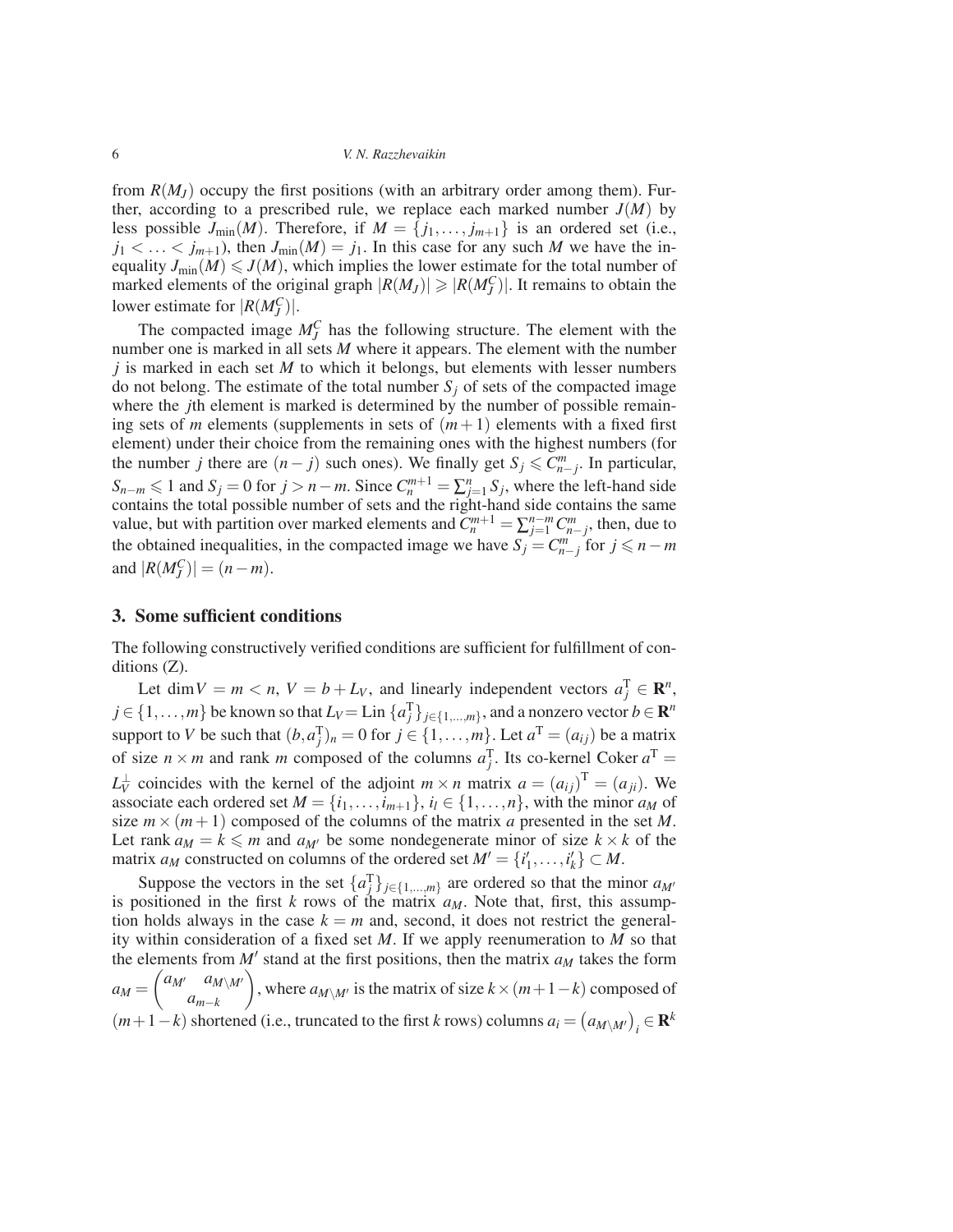from $R(M_J)$ occupy the first positions (with an arbitrary order among them). Further, according to a prescribed rule, we replace each marked number $J(M)$ by less possible $J_{\min}(M)$. Therefore, if $M = \{j_1, \ldots, j_{m+1}\}$ is an ordered set (i.e., $j_1 < \ldots < j_{m+1}$), then $J_{\min}(M) = j_1$. In this case for any such $M$ we have the inequality $J_{\min}(M) \leqslant J(M)$, which implies the lower estimate for the total number of marked elements of the original graph $|R(M_J)| \geqslant |R(M_J^C)|$. It remains to obtain the lower estimate for $|R(M_J^C)|$.

The compacted image $M_J^C$ has the following structure. The element with the number one is marked in all sets $M$ where it appears. The element with the number $j$ is marked in each set $M$ to which it belongs, but elements with lesser numbers do not belong. The estimate of the total number $S_j$ of sets of the compacted image where the $j$th element is marked is determined by the number of possible remaining sets of $m$ elements (supplements in sets of $(m+1)$ elements with a fixed first element) under their choice from the remaining ones with the highest numbers (for the number $j$ there are $(n-j)$ such ones). We finally get $S_j \leqslant C_{n-j}^m$. In particular, $S_{n-m} \leqslant 1$ and $S_j = 0$ for $j > n-m$. Since $C_n^{m+1} = \sum_{j=1}^n S_j$, where the left-hand side contains the total possible number of sets and the right-hand side contains the same value, but with partition over marked elements and $C_n^{m+1} = \sum_{j=1}^{n-m} C_{n-j}^m$, then, due to the obtained inequalities, in the compacted image we have $S_j = C_{n-j}^m$ for $j \leqslant n-m$ and $|R(M_J^C)| = (n-m)$.

## 3. Some sufficient conditions

The following constructively verified conditions are sufficient for fulfillment of conditions (Z).

Let $\dim V = m < n$, $V = b + L_V$, and linearly independent vectors $a_j^{\mathrm{T}} \in \mathbf{R}^n$, $j \in \{1, \ldots, m\}$ be known so that $L_V = \mathrm{Lin}\,\{a_j^{\mathrm{T}}\}_{j\in\{1,\ldots,m\}}$, and a nonzero vector $b \in \mathbf{R}^n$ support to $V$ be such that $(b, a_j^{\mathrm{T}})_n = 0$ for $j \in \{1, \ldots, m\}$. Let $a^{\mathrm{T}} = (a_{ij})$ be a matrix of size $n \times m$ and rank $m$ composed of the columns $a_j^{\mathrm{T}}$. Its co-kernel $\mathrm{Coker}\, a^{\mathrm{T}} = L_V^{\perp}$ coincides with the kernel of the adjoint $m \times n$ matrix $a = (a_{ij})^{\mathrm{T}} = (a_{ji})$. We associate each ordered set $M = \{i_1, \ldots, i_{m+1}\}$, $i_l \in \{1, \ldots, n\}$, with the minor $a_M$ of size $m \times (m+1)$ composed of the columns of the matrix $a$ presented in the set $M$. Let $\mathrm{rank}\, a_M = k \leqslant m$ and $a_{M'}$ be some nondegenerate minor of size $k \times k$ of the matrix $a_M$ constructed on columns of the ordered set $M' = \{i'_1, \ldots, i'_k\} \subset M$.

Suppose the vectors in the set $\{a_j^{\mathrm{T}}\}_{j\in\{1,\ldots,m\}}$ are ordered so that the minor $a_{M'}$ is positioned in the first $k$ rows of the matrix $a_M$. Note that, first, this assumption holds always in the case $k = m$ and, second, it does not restrict the generality within consideration of a fixed set $M$. If we apply reenumeration to $M$ so that the elements from $M'$ stand at the first positions, then the matrix $a_M$ takes the form $a_M = \begin{pmatrix} a_{M'} & a_{M\setminus M'} \\ & a_{m-k} \end{pmatrix}$, where $a_{M\setminus M'}$ is the matrix of size $k \times (m+1-k)$ composed of $(m+1-k)$ shortened (i.e., truncated to the first $k$ rows) columns $a_i = \left(a_{M\setminus M'}\right)_i \in \mathbf{R}^k$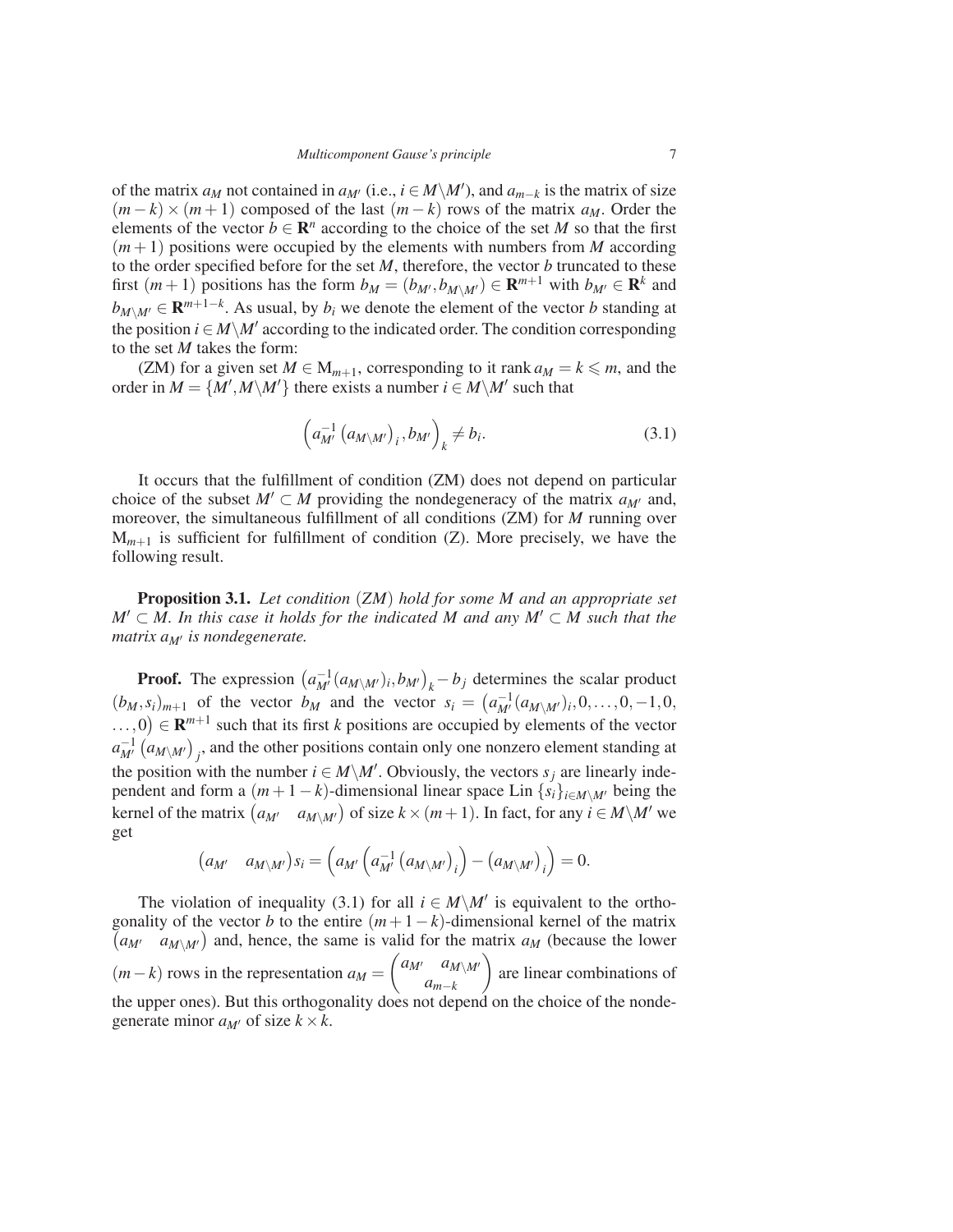of the matrix $a_M$ not contained in $a_{M'}$ (i.e., $i \in M \backslash M'$), and $a_{m-k}$ is the matrix of size $(m-k) \times (m+1)$ composed of the last $(m-k)$ rows of the matrix $a_M$. Order the elements of the vector $b \in \mathbf{R}^n$ according to the choice of the set $M$ so that the first $(m+1)$ positions were occupied by the elements with numbers from $M$ according to the order specified before for the set $M$, therefore, the vector $b$ truncated to these first $(m+1)$ positions has the form $b_M = (b_{M'}, b_{M\backslash M'}) \in \mathbf{R}^{m+1}$ with $b_{M'} \in \mathbf{R}^k$ and $b_{M\backslash M'} \in \mathbf{R}^{m+1-k}$. As usual, by $b_i$ we denote the element of the vector $b$ standing at the position $i \in M \backslash M'$ according to the indicated order. The condition corresponding to the set $M$ takes the form:

(ZM) for a given set $M \in \mathrm{M}_{m+1}$, corresponding to it rank $a_M = k \leqslant m$, and the order in $M = \{M', M\backslash M'\}$ there exists a number $i \in M \backslash M'$ such that

$$
\left(a_{M'}^{-1}\left(a_{M\backslash M'}\right)_i, b_{M'}\right)_k \neq b_i. \tag{3.1}
$$

It occurs that the fulfillment of condition (ZM) does not depend on particular choice of the subset $M' \subset M$ providing the nondegeneracy of the matrix $a_{M'}$ and, moreover, the simultaneous fulfillment of all conditions (ZM) for $M$ running over $\mathrm{M}_{m+1}$ is sufficient for fulfillment of condition (Z). More precisely, we have the following result.

**Proposition 3.1.** *Let condition* (*ZM*) *hold for some $M$ and an appropriate set $M' \subset M$. In this case it holds for the indicated $M$ and any $M' \subset M$ such that the matrix $a_{M'}$ is nondegenerate.*

**Proof.** The expression $\left(a_{M'}^{-1}(a_{M\backslash M'})_i, b_{M'}\right)_k - b_j$ determines the scalar product $(b_M, s_i)_{m+1}$ of the vector $b_M$ and the vector $s_i = \left(a_{M'}^{-1}(a_{M\backslash M'})_i, 0, \ldots, 0, -1, 0, \ldots, 0\right) \in \mathbf{R}^{m+1}$ such that its first $k$ positions are occupied by elements of the vector $a_{M'}^{-1}\left(a_{M\backslash M'}\right)_j$, and the other positions contain only one nonzero element standing at the position with the number $i \in M \backslash M'$. Obviously, the vectors $s_j$ are linearly independent and form a $(m+1-k)$-dimensional linear space $\mathrm{Lin}\,\{s_i\}_{i \in M\backslash M'}$ being the kernel of the matrix $\begin{pmatrix} a_{M'} & a_{M\backslash M'} \end{pmatrix}$ of size $k \times (m+1)$. In fact, for any $i \in M \backslash M'$ we get

$$
\begin{pmatrix} a_{M'} & a_{M\backslash M'} \end{pmatrix} s_i = \left(a_{M'}\left(a_{M'}^{-1}\left(a_{M\backslash M'}\right)_i\right) - \left(a_{M\backslash M'}\right)_i\right) = 0.
$$

The violation of inequality (3.1) for all $i \in M \backslash M'$ is equivalent to the orthogonality of the vector $b$ to the entire $(m+1-k)$-dimensional kernel of the matrix $\begin{pmatrix} a_{M'} & a_{M\backslash M'} \end{pmatrix}$ and, hence, the same is valid for the matrix $a_M$ (because the lower $(m-k)$ rows in the representation $a_M = \begin{pmatrix} a_{M'} & a_{M\backslash M'} \\ & a_{m-k} \end{pmatrix}$ are linear combinations of the upper ones). But this orthogonality does not depend on the choice of the nondegenerate minor $a_{M'}$ of size $k \times k$.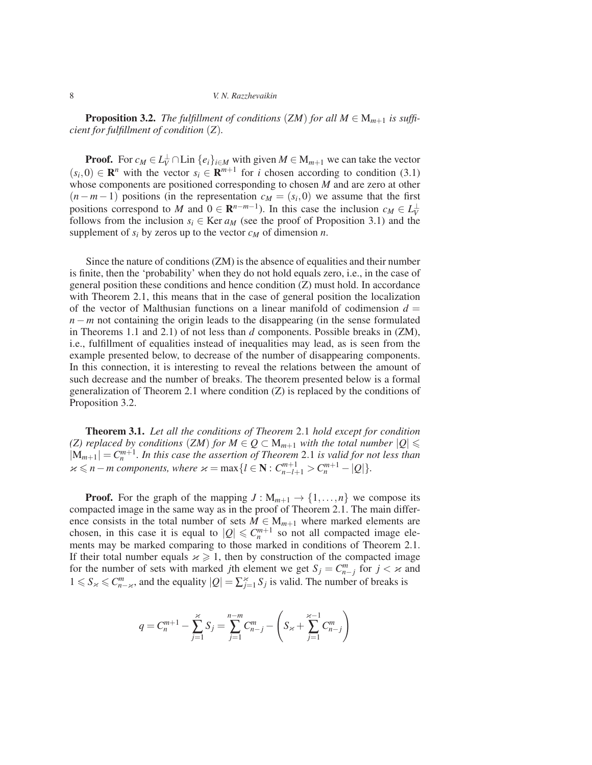**Proposition 3.2.** *The fulfillment of conditions* $(ZM)$ *for all* $M \in \mathrm{M}_{m+1}$ *is sufficient for fulfillment of condition* $(Z)$.

**Proof.** For $c_M \in L_V^{\perp} \cap \mathrm{Lin}\,\{e_i\}_{i \in M}$ with given $M \in \mathrm{M}_{m+1}$ we can take the vector $(s_i, 0) \in \mathbf{R}^n$ with the vector $s_i \in \mathbf{R}^{m+1}$ for $i$ chosen according to condition (3.1) whose components are positioned corresponding to chosen $M$ and are zero at other $(n-m-1)$ positions (in the representation $c_M = (s_i, 0)$ we assume that the first positions correspond to $M$ and $0 \in \mathbf{R}^{n-m-1}$). In this case the inclusion $c_M \in L_V^{\perp}$ follows from the inclusion $s_i \in \mathrm{Ker}\, a_M$ (see the proof of Proposition 3.1) and the supplement of $s_i$ by zeros up to the vector $c_M$ of dimension $n$.

Since the nature of conditions (ZM) is the absence of equalities and their number is finite, then the 'probability' when they do not hold equals zero, i.e., in the case of general position these conditions and hence condition (Z) must hold. In accordance with Theorem 2.1, this means that in the case of general position the localization of the vector of Malthusian functions on a linear manifold of codimension $d = n - m$ not containing the origin leads to the disappearing (in the sense formulated in Theorems 1.1 and 2.1) of not less than $d$ components. Possible breaks in (ZM), i.e., fulfillment of equalities instead of inequalities may lead, as is seen from the example presented below, to decrease of the number of disappearing components. In this connection, it is interesting to reveal the relations between the amount of such decrease and the number of breaks. The theorem presented below is a formal generalization of Theorem 2.1 where condition (Z) is replaced by the conditions of Proposition 3.2.

**Theorem 3.1.** *Let all the conditions of Theorem* 2.1 *hold except for condition (Z) replaced by conditions* $(ZM)$ *for* $M \in Q \subset \mathrm{M}_{m+1}$ *with the total number* $|Q| \leqslant |\mathrm{M}_{m+1}| = C_n^{m+1}$. *In this case the assertion of Theorem* 2.1 *is valid for not less than* $\varkappa \leqslant n - m$ *components, where* $\varkappa = \max\{l \in \mathbf{N} : C_{n-l+1}^{m+1} > C_n^{m+1} - |Q|\}$.

**Proof.** For the graph of the mapping $J : \mathrm{M}_{m+1} \to \{1, \ldots, n\}$ we compose its compacted image in the same way as in the proof of Theorem 2.1. The main difference consists in the total number of sets $M \in \mathrm{M}_{m+1}$ where marked elements are chosen, in this case it is equal to $|Q| \leqslant C_n^{m+1}$ so not all compacted image elements may be marked comparing to those marked in conditions of Theorem 2.1. If their total number equals $\varkappa \geqslant 1$, then by construction of the compacted image for the number of sets with marked $j$th element we get $S_j = C_{n-j}^m$ for $j < \varkappa$ and $1 \leqslant S_\varkappa \leqslant C_{n-\varkappa}^m$, and the equality $|Q| = \sum_{j=1}^{\varkappa} S_j$ is valid. The number of breaks is

$$
q = C_n^{m+1} - \sum_{j=1}^{\varkappa} S_j = \sum_{j=1}^{n-m} C_{n-j}^m - \left( S_\varkappa + \sum_{j=1}^{\varkappa-1} C_{n-j}^m \right)
$$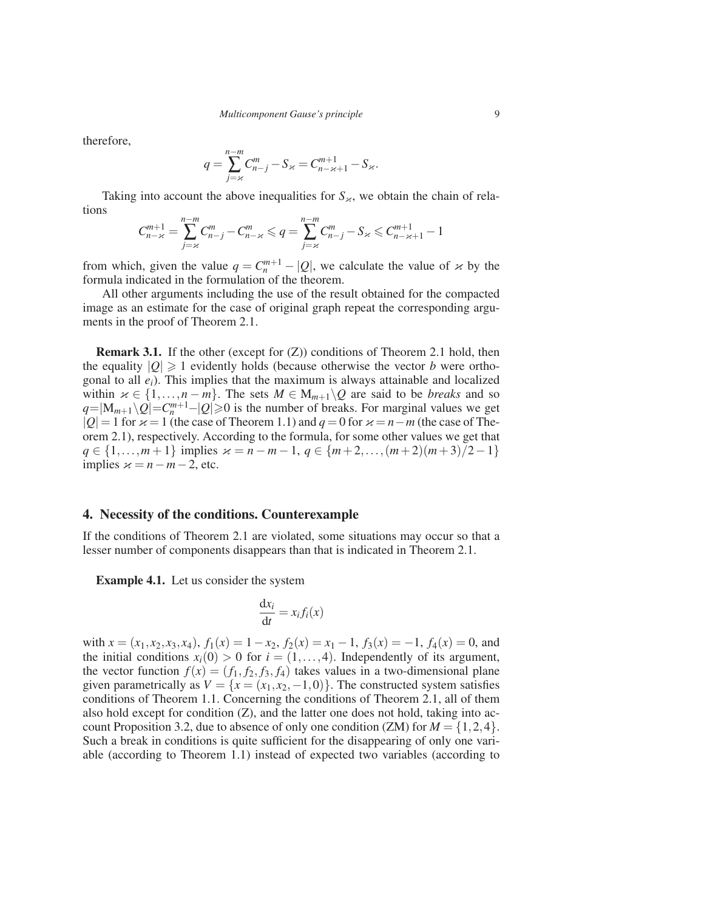therefore,

$$q = \sum_{j=\varkappa}^{n-m} C_{n-j}^{m} - S_{\varkappa} = C_{n-\varkappa+1}^{m+1} - S_{\varkappa}.$$

Taking into account the above inequalities for $S_{\varkappa}$, we obtain the chain of relations

$$C_{n-\varkappa}^{m+1} = \sum_{j=\varkappa}^{n-m} C_{n-j}^{m} - C_{n-\varkappa}^{m} \leqslant q = \sum_{j=\varkappa}^{n-m} C_{n-j}^{m} - S_{\varkappa} \leqslant C_{n-\varkappa+1}^{m+1} - 1$$

from which, given the value $q = C_n^{m+1} - |Q|$, we calculate the value of $\varkappa$ by the formula indicated in the formulation of the theorem.

All other arguments including the use of the result obtained for the compacted image as an estimate for the case of original graph repeat the corresponding arguments in the proof of Theorem 2.1.

**Remark 3.1.** If the other (except for (Z)) conditions of Theorem 2.1 hold, then the equality $|Q| \geqslant 1$ evidently holds (because otherwise the vector $b$ were orthogonal to all $e_i$). This implies that the maximum is always attainable and localized within $\varkappa \in \{1,\ldots,n-m\}$. The sets $M \in \mathrm{M}_{m+1} \backslash Q$ are said to be *breaks* and so $q = |\mathrm{M}_{m+1} \backslash Q| = C_n^{m+1} - |Q| \geqslant 0$ is the number of breaks. For marginal values we get $|Q| = 1$ for $\varkappa = 1$ (the case of Theorem 1.1) and $q = 0$ for $\varkappa = n-m$ (the case of Theorem 2.1), respectively. According to the formula, for some other values we get that $q \in \{1,\ldots,m+1\}$ implies $\varkappa = n-m-1$, $q \in \{m+2,\ldots,(m+2)(m+3)/2-1\}$ implies $\varkappa = n-m-2$, etc.

## 4. Necessity of the conditions. Counterexample

If the conditions of Theorem 2.1 are violated, some situations may occur so that a lesser number of components disappears than that is indicated in Theorem 2.1.

**Example 4.1.** Let us consider the system

$$\frac{\mathrm{d}x_i}{\mathrm{d}t} = x_i f_i(x)$$

with $x = (x_1, x_2, x_3, x_4)$, $f_1(x) = 1 - x_2$, $f_2(x) = x_1 - 1$, $f_3(x) = -1$, $f_4(x) = 0$, and the initial conditions $x_i(0) > 0$ for $i = (1,\ldots,4)$. Independently of its argument, the vector function $f(x) = (f_1, f_2, f_3, f_4)$ takes values in a two-dimensional plane given parametrically as $V = \{x = (x_1, x_2, -1, 0)\}$. The constructed system satisfies conditions of Theorem 1.1. Concerning the conditions of Theorem 2.1, all of them also hold except for condition (Z), and the latter one does not hold, taking into account Proposition 3.2, due to absence of only one condition (ZM) for $M = \{1,2,4\}$. Such a break in conditions is quite sufficient for the disappearing of only one variable (according to Theorem 1.1) instead of expected two variables (according to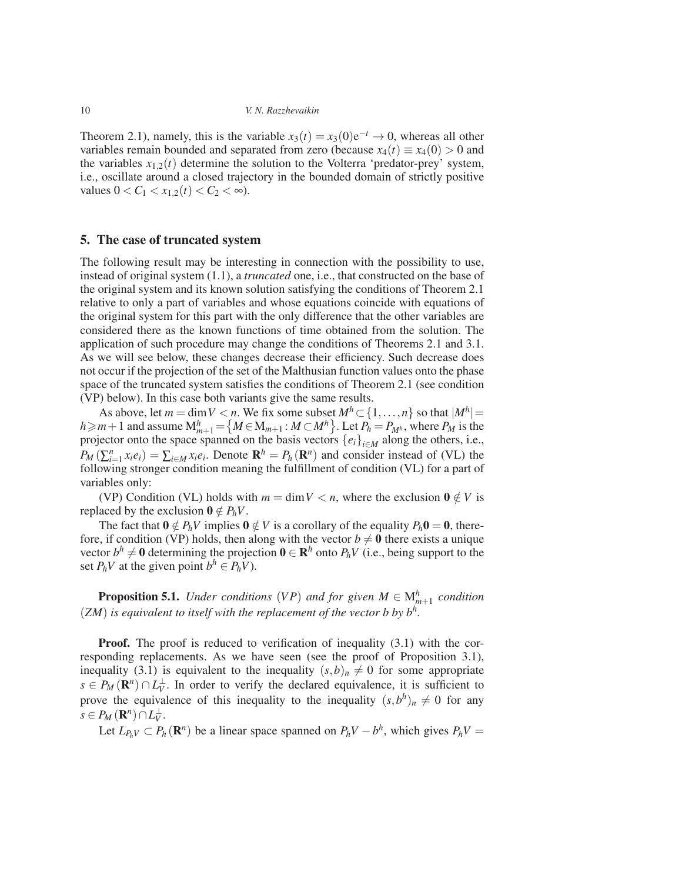Theorem 2.1), namely, this is the variable $x_3(t) = x_3(0)e^{-t} \to 0$, whereas all other variables remain bounded and separated from zero (because $x_4(t) \equiv x_4(0) > 0$ and the variables $x_{1,2}(t)$ determine the solution to the Volterra 'predator-prey' system, i.e., oscillate around a closed trajectory in the bounded domain of strictly positive values $0 < C_1 < x_{1,2}(t) < C_2 < \infty$).

## 5. The case of truncated system

The following result may be interesting in connection with the possibility to use, instead of original system (1.1), a *truncated* one, i.e., that constructed on the base of the original system and its known solution satisfying the conditions of Theorem 2.1 relative to only a part of variables and whose equations coincide with equations of the original system for this part with the only difference that the other variables are considered there as the known functions of time obtained from the solution. The application of such procedure may change the conditions of Theorems 2.1 and 3.1. As we will see below, these changes decrease their efficiency. Such decrease does not occur if the projection of the set of the Malthusian function values onto the phase space of the truncated system satisfies the conditions of Theorem 2.1 (see condition (VP) below). In this case both variants give the same results.

As above, let $m = \dim V < n$. We fix some subset $M^h \subset \{1, \ldots, n\}$ so that $|M^h| = h \geqslant m+1$ and assume $\mathrm{M}^h_{m+1} = \{M \in \mathrm{M}_{m+1} : M \subset M^h\}$. Let $P_h = P_{M^h}$, where $P_M$ is the projector onto the space spanned on the basis vectors $\{e_i\}_{i \in M}$ along the others, i.e., $P_M(\sum_{i=1}^n x_i e_i) = \sum_{i \in M} x_i e_i$. Denote $\mathbf{R}^h = P_h(\mathbf{R}^n)$ and consider instead of (VL) the following stronger condition meaning the fulfillment of condition (VL) for a part of variables only:

(VP) Condition (VL) holds with $m = \dim V < n$, where the exclusion $\mathbf{0} \notin V$ is replaced by the exclusion $\mathbf{0} \notin P_h V$.

The fact that $\mathbf{0} \notin P_h V$ implies $\mathbf{0} \notin V$ is a corollary of the equality $P_h \mathbf{0} = \mathbf{0}$, therefore, if condition (VP) holds, then along with the vector $b \neq \mathbf{0}$ there exists a unique vector $b^h \neq \mathbf{0}$ determining the projection $\mathbf{0} \in \mathbf{R}^h$ onto $P_h V$ (i.e., being support to the set $P_h V$ at the given point $b^h \in P_h V$).

**Proposition 5.1.** *Under conditions* $(VP)$ *and for given* $M \in \mathrm{M}^h_{m+1}$ *condition* $(ZM)$ *is equivalent to itself with the replacement of the vector b by* $b^h$*.*

**Proof.** The proof is reduced to verification of inequality (3.1) with the corresponding replacements. As we have seen (see the proof of Proposition 3.1), inequality (3.1) is equivalent to the inequality $(s, b)_n \neq 0$ for some appropriate $s \in P_M(\mathbf{R}^n) \cap L_V^{\perp}$. In order to verify the declared equivalence, it is sufficient to prove the equivalence of this inequality to the inequality $(s, b^h)_n \neq 0$ for any $s \in P_M(\mathbf{R}^n) \cap L_V^{\perp}$.

Let $L_{P_h V} \subset P_h(\mathbf{R}^n)$ be a linear space spanned on $P_h V - b^h$, which gives $P_h V =$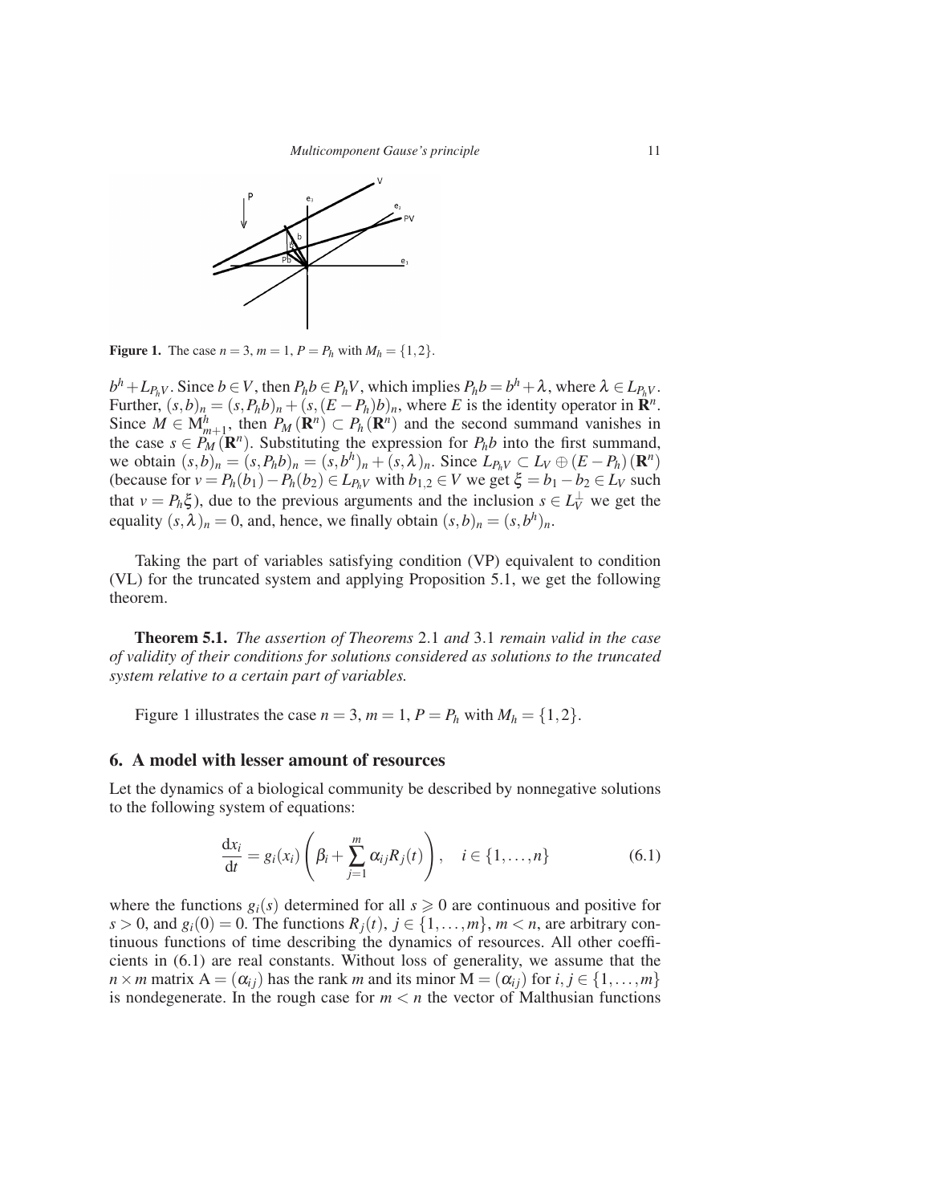**Figure 1.** The case $n = 3$, $m = 1$, $P = P_h$ with $M_h = \{1,2\}$.

$b^h + L_{P_h V}$. Since $b \in V$, then $P_h b \in P_h V$, which implies $P_h b = b^h + \lambda$, where $\lambda \in L_{P_h V}$. Further, $(s,b)_n = (s, P_h b)_n + (s, (E - P_h)b)_n$, where $E$ is the identity operator in $\mathbf{R}^n$. Since $M \in \mathrm{M}^h_{m+1}$, then $P_M(\mathbf{R}^n) \subset P_h(\mathbf{R}^n)$ and the second summand vanishes in the case $s \in P_M(\mathbf{R}^n)$. Substituting the expression for $P_h b$ into the first summand, we obtain $(s,b)_n = (s, P_h b)_n = (s, b^h)_n + (s, \lambda)_n$. Since $L_{P_h V} \subset L_V \oplus (E - P_h)(\mathbf{R}^n)$ (because for $v = P_h(b_1) - P_h(b_2) \in L_{P_h V}$ with $b_{1,2} \in V$ we get $\xi = b_1 - b_2 \in L_V$ such that $v = P_h \xi$), due to the previous arguments and the inclusion $s \in L_V^{\perp}$ we get the equality $(s, \lambda)_n = 0$, and, hence, we finally obtain $(s,b)_n = (s, b^h)_n$.

Taking the part of variables satisfying condition (VP) equivalent to condition (VL) for the truncated system and applying Proposition 5.1, we get the following theorem.

**Theorem 5.1.** *The assertion of Theorems* 2.1 *and* 3.1 *remain valid in the case of validity of their conditions for solutions considered as solutions to the truncated system relative to a certain part of variables.*

Figure 1 illustrates the case $n = 3$, $m = 1$, $P = P_h$ with $M_h = \{1,2\}$.

## 6. A model with lesser amount of resources

Let the dynamics of a biological community be described by nonnegative solutions to the following system of equations:

$$\frac{\mathrm{d}x_i}{\mathrm{d}t} = g_i(x_i)\left(\beta_i + \sum_{j=1}^{m} \alpha_{ij} R_j(t)\right), \quad i \in \{1,\ldots,n\} \tag{6.1}$$

where the functions $g_i(s)$ determined for all $s \geqslant 0$ are continuous and positive for $s > 0$, and $g_i(0) = 0$. The functions $R_j(t)$, $j \in \{1,\ldots,m\}$, $m < n$, are arbitrary continuous functions of time describing the dynamics of resources. All other coefficients in (6.1) are real constants. Without loss of generality, we assume that the $n \times m$ matrix $\mathrm{A} = (\alpha_{ij})$ has the rank $m$ and its minor $\mathrm{M} = (\alpha_{ij})$ for $i, j \in \{1,\ldots,m\}$ is nondegenerate. In the rough case for $m < n$ the vector of Malthusian functions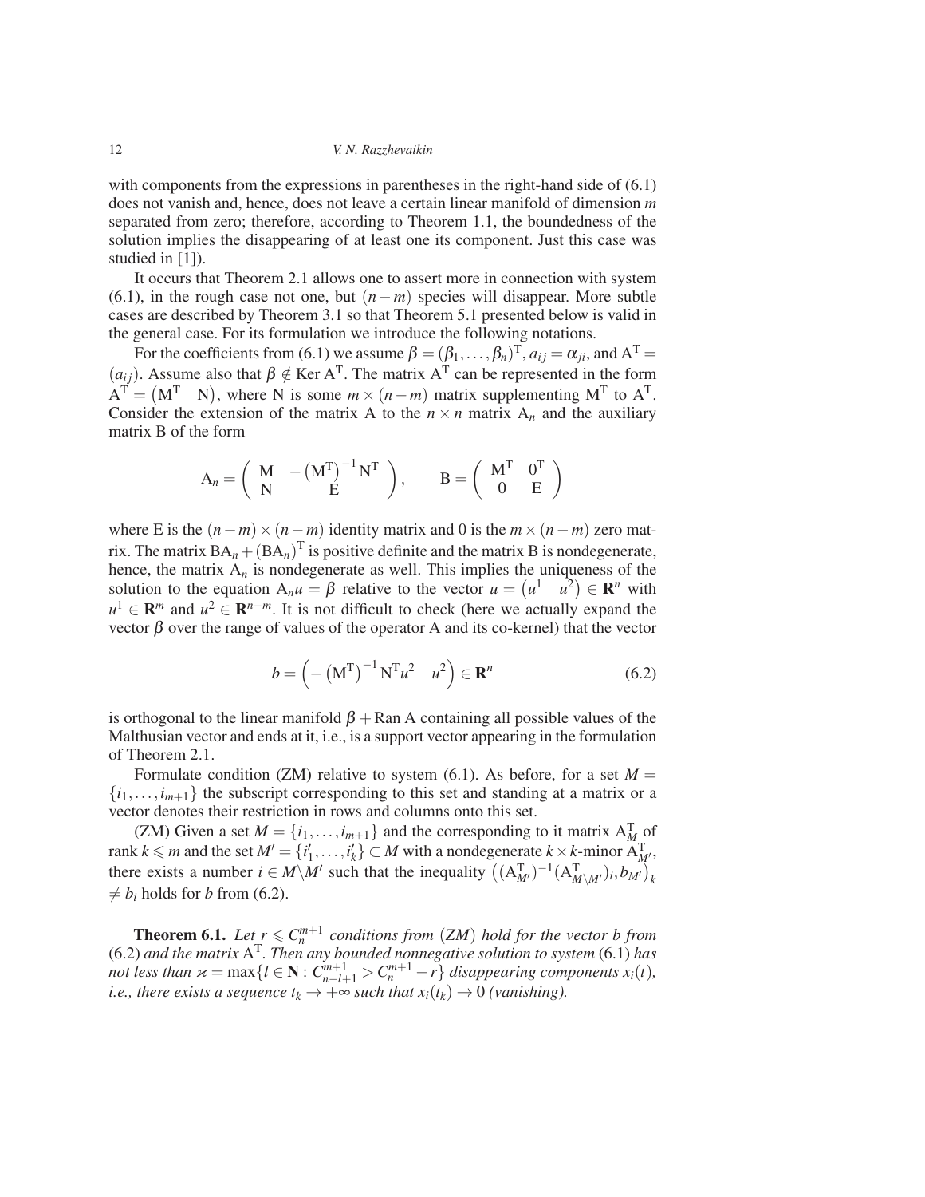with components from the expressions in parentheses in the right-hand side of (6.1) does not vanish and, hence, does not leave a certain linear manifold of dimension $m$ separated from zero; therefore, according to Theorem 1.1, the boundedness of the solution implies the disappearing of at least one its component. Just this case was studied in [1]).

It occurs that Theorem 2.1 allows one to assert more in connection with system (6.1), in the rough case not one, but $(n-m)$ species will disappear. More subtle cases are described by Theorem 3.1 so that Theorem 5.1 presented below is valid in the general case. For its formulation we introduce the following notations.

For the coefficients from (6.1) we assume $\beta = (\beta_1, \ldots, \beta_n)^{\mathrm{T}}$, $a_{ij} = \alpha_{ji}$, and $\mathrm{A}^{\mathrm{T}} = (a_{ij})$. Assume also that $\beta \notin \operatorname{Ker} \mathrm{A}^{\mathrm{T}}$. The matrix $\mathrm{A}^{\mathrm{T}}$ can be represented in the form $\mathrm{A}^{\mathrm{T}} = \begin{pmatrix} \mathrm{M}^{\mathrm{T}} & \mathrm{N} \end{pmatrix}$, where N is some $m \times (n-m)$ matrix supplementing $\mathrm{M}^{\mathrm{T}}$ to $\mathrm{A}^{\mathrm{T}}$. Consider the extension of the matrix A to the $n \times n$ matrix $\mathrm{A}_n$ and the auxiliary matrix B of the form

$$\mathrm{A}_n = \begin{pmatrix} \mathrm{M} & -\left(\mathrm{M}^{\mathrm{T}}\right)^{-1} \mathrm{N}^{\mathrm{T}} \\ \mathrm{N} & \mathrm{E} \end{pmatrix}, \qquad \mathrm{B} = \begin{pmatrix} \mathrm{M}^{\mathrm{T}} & 0^{\mathrm{T}} \\ 0 & \mathrm{E} \end{pmatrix}$$

where E is the $(n-m) \times (n-m)$ identity matrix and 0 is the $m \times (n-m)$ zero matrix. The matrix $\mathrm{B}\mathrm{A}_n + (\mathrm{B}\mathrm{A}_n)^{\mathrm{T}}$ is positive definite and the matrix B is nondegenerate, hence, the matrix $\mathrm{A}_n$ is nondegenerate as well. This implies the uniqueness of the solution to the equation $\mathrm{A}_n u = \beta$ relative to the vector $u = \begin{pmatrix} u^1 & u^2 \end{pmatrix} \in \mathbf{R}^n$ with $u^1 \in \mathbf{R}^m$ and $u^2 \in \mathbf{R}^{n-m}$. It is not difficult to check (here we actually expand the vector $\beta$ over the range of values of the operator A and its co-kernel) that the vector

$$b = \begin{pmatrix} -\left(\mathrm{M}^{\mathrm{T}}\right)^{-1} \mathrm{N}^{\mathrm{T}} u^2 & u^2 \end{pmatrix} \in \mathbf{R}^n \tag{6.2}$$

is orthogonal to the linear manifold $\beta + \operatorname{Ran} \mathrm{A}$ containing all possible values of the Malthusian vector and ends at it, i.e., is a support vector appearing in the formulation of Theorem 2.1.

Formulate condition (ZM) relative to system (6.1). As before, for a set $M = \{i_1, \ldots, i_{m+1}\}$ the subscript corresponding to this set and standing at a matrix or a vector denotes their restriction in rows and columns onto this set.

(ZM) Given a set $M = \{i_1, \ldots, i_{m+1}\}$ and the corresponding to it matrix $\mathrm{A}^{\mathrm{T}}_M$ of rank $k \leqslant m$ and the set $M' = \{i'_1, \ldots, i'_k\} \subset M$ with a nondegenerate $k \times k$-minor $\mathrm{A}^{\mathrm{T}}_{M'}$, there exists a number $i \in M \backslash M'$ such that the inequality $\left((\mathrm{A}^{\mathrm{T}}_{M'})^{-1} (\mathrm{A}^{\mathrm{T}}_{M \backslash M'})_i, b_{M'}\right)_k \neq b_i$ holds for $b$ from (6.2).

**Theorem 6.1.** *Let $r \leqslant C_n^{m+1}$ conditions from (ZM) hold for the vector $b$ from* (6.2) *and the matrix $\mathrm{A}^{\mathrm{T}}$. Then any bounded nonnegative solution to system* (6.1) *has not less than $\varkappa = \max\{l \in \mathbf{N} : C_{n-l+1}^{m+1} > C_n^{m+1} - r\}$ disappearing components $x_i(t)$, i.e., there exists a sequence $t_k \to +\infty$ such that $x_i(t_k) \to 0$ (vanishing).*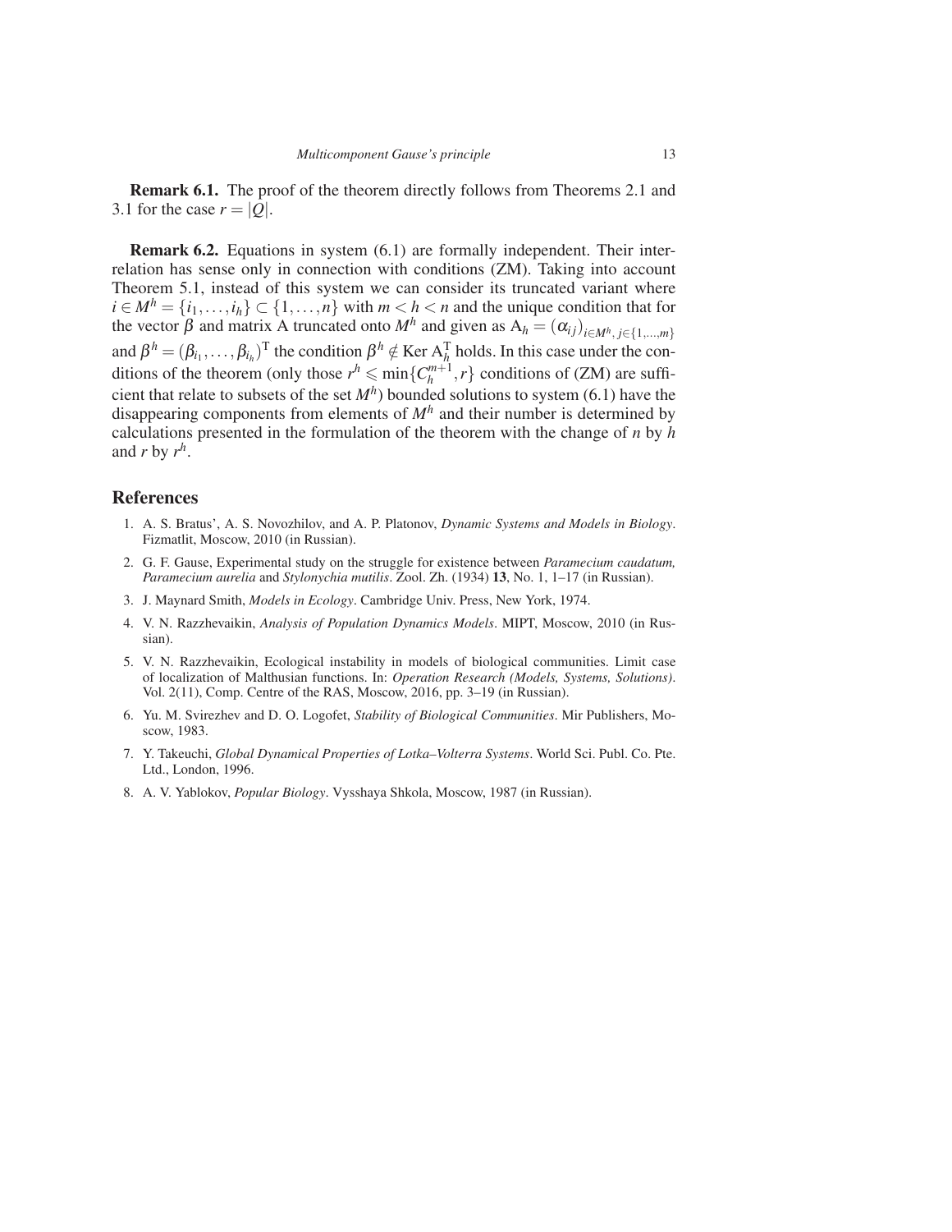**Remark 6.1.** The proof of the theorem directly follows from Theorems 2.1 and 3.1 for the case $r = |Q|$.

**Remark 6.2.** Equations in system (6.1) are formally independent. Their interrelation has sense only in connection with conditions (ZM). Taking into account Theorem 5.1, instead of this system we can consider its truncated variant where $i \in M^h = \{i_1, \dots, i_h\} \subset \{1, \dots, n\}$ with $m < h < n$ and the unique condition that for the vector $\beta$ and matrix A truncated onto $M^h$ and given as $\mathrm{A}_h = (\alpha_{ij})_{i \in M^h,\, j \in \{1,\dots,m\}}$ and $\beta^h = (\beta_{i_1}, \dots, \beta_{i_h})^{\mathrm{T}}$ the condition $\beta^h \notin \operatorname{Ker} \mathrm{A}_h^{\mathrm{T}}$ holds. In this case under the conditions of the theorem (only those $r^h \leqslant \min\{C_h^{m+1}, r\}$ conditions of (ZM) are sufficient that relate to subsets of the set $M^h$) bounded solutions to system (6.1) have the disappearing components from elements of $M^h$ and their number is determined by calculations presented in the formulation of the theorem with the change of $n$ by $h$ and $r$ by $r^h$.

## References

1. A. S. Bratus', A. S. Novozhilov, and A. P. Platonov, *Dynamic Systems and Models in Biology*. Fizmatlit, Moscow, 2010 (in Russian).
2. G. F. Gause, Experimental study on the struggle for existence between *Paramecium caudatum, Paramecium aurelia* and *Stylonychia mutilis*. Zool. Zh. (1934) **13**, No. 1, 1–17 (in Russian).
3. J. Maynard Smith, *Models in Ecology*. Cambridge Univ. Press, New York, 1974.
4. V. N. Razzhevaikin, *Analysis of Population Dynamics Models*. MIPT, Moscow, 2010 (in Russian).
5. V. N. Razzhevaikin, Ecological instability in models of biological communities. Limit case of localization of Malthusian functions. In: *Operation Research (Models, Systems, Solutions)*. Vol. 2(11), Comp. Centre of the RAS, Moscow, 2016, pp. 3–19 (in Russian).
6. Yu. M. Svirezhev and D. O. Logofet, *Stability of Biological Communities*. Mir Publishers, Moscow, 1983.
7. Y. Takeuchi, *Global Dynamical Properties of Lotka–Volterra Systems*. World Sci. Publ. Co. Pte. Ltd., London, 1996.
8. A. V. Yablokov, *Popular Biology*. Vysshaya Shkola, Moscow, 1987 (in Russian).